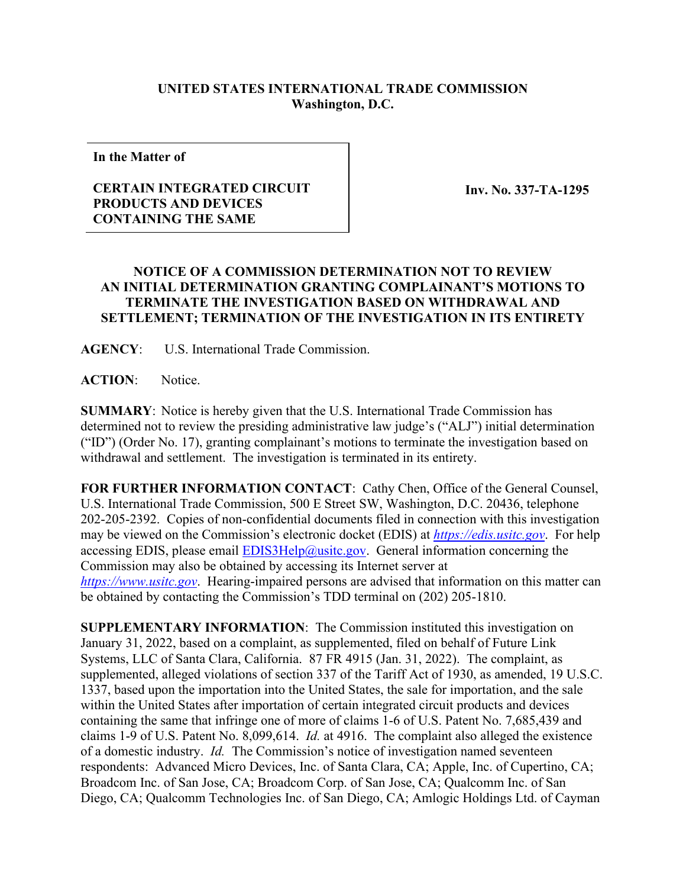**UNITED STATES INTERNATIONAL TRADE COMMISSION**
**Washington, D.C.**

| **In the Matter of** <br><br> **CERTAIN INTEGRATED CIRCUIT PRODUCTS AND DEVICES CONTAINING THE SAME** | **Inv. No. 337-TA-1295** |
|---|---|

**NOTICE OF A COMMISSION DETERMINATION NOT TO REVIEW AN INITIAL DETERMINATION GRANTING COMPLAINANT'S MOTIONS TO TERMINATE THE INVESTIGATION BASED ON WITHDRAWAL AND SETTLEMENT; TERMINATION OF THE INVESTIGATION IN ITS ENTIRETY**

**AGENCY**: U.S. International Trade Commission.

**ACTION**: Notice.

**SUMMARY**: Notice is hereby given that the U.S. International Trade Commission has determined not to review the presiding administrative law judge's ("ALJ") initial determination ("ID") (Order No. 17), granting complainant's motions to terminate the investigation based on withdrawal and settlement. The investigation is terminated in its entirety.

**FOR FURTHER INFORMATION CONTACT**: Cathy Chen, Office of the General Counsel, U.S. International Trade Commission, 500 E Street SW, Washington, D.C. 20436, telephone 202-205-2392. Copies of non-confidential documents filed in connection with this investigation may be viewed on the Commission's electronic docket (EDIS) at *https://edis.usitc.gov*. For help accessing EDIS, please email EDIS3Help@usitc.gov. General information concerning the Commission may also be obtained by accessing its Internet server at *https://www.usitc.gov*. Hearing-impaired persons are advised that information on this matter can be obtained by contacting the Commission's TDD terminal on (202) 205-1810.

**SUPPLEMENTARY INFORMATION**: The Commission instituted this investigation on January 31, 2022, based on a complaint, as supplemented, filed on behalf of Future Link Systems, LLC of Santa Clara, California. 87 FR 4915 (Jan. 31, 2022). The complaint, as supplemented, alleged violations of section 337 of the Tariff Act of 1930, as amended, 19 U.S.C. 1337, based upon the importation into the United States, the sale for importation, and the sale within the United States after importation of certain integrated circuit products and devices containing the same that infringe one of more of claims 1-6 of U.S. Patent No. 7,685,439 and claims 1-9 of U.S. Patent No. 8,099,614. *Id.* at 4916. The complaint also alleged the existence of a domestic industry. *Id.* The Commission's notice of investigation named seventeen respondents: Advanced Micro Devices, Inc. of Santa Clara, CA; Apple, Inc. of Cupertino, CA; Broadcom Inc. of San Jose, CA; Broadcom Corp. of San Jose, CA; Qualcomm Inc. of San Diego, CA; Qualcomm Technologies Inc. of San Diego, CA; Amlogic Holdings Ltd. of Cayman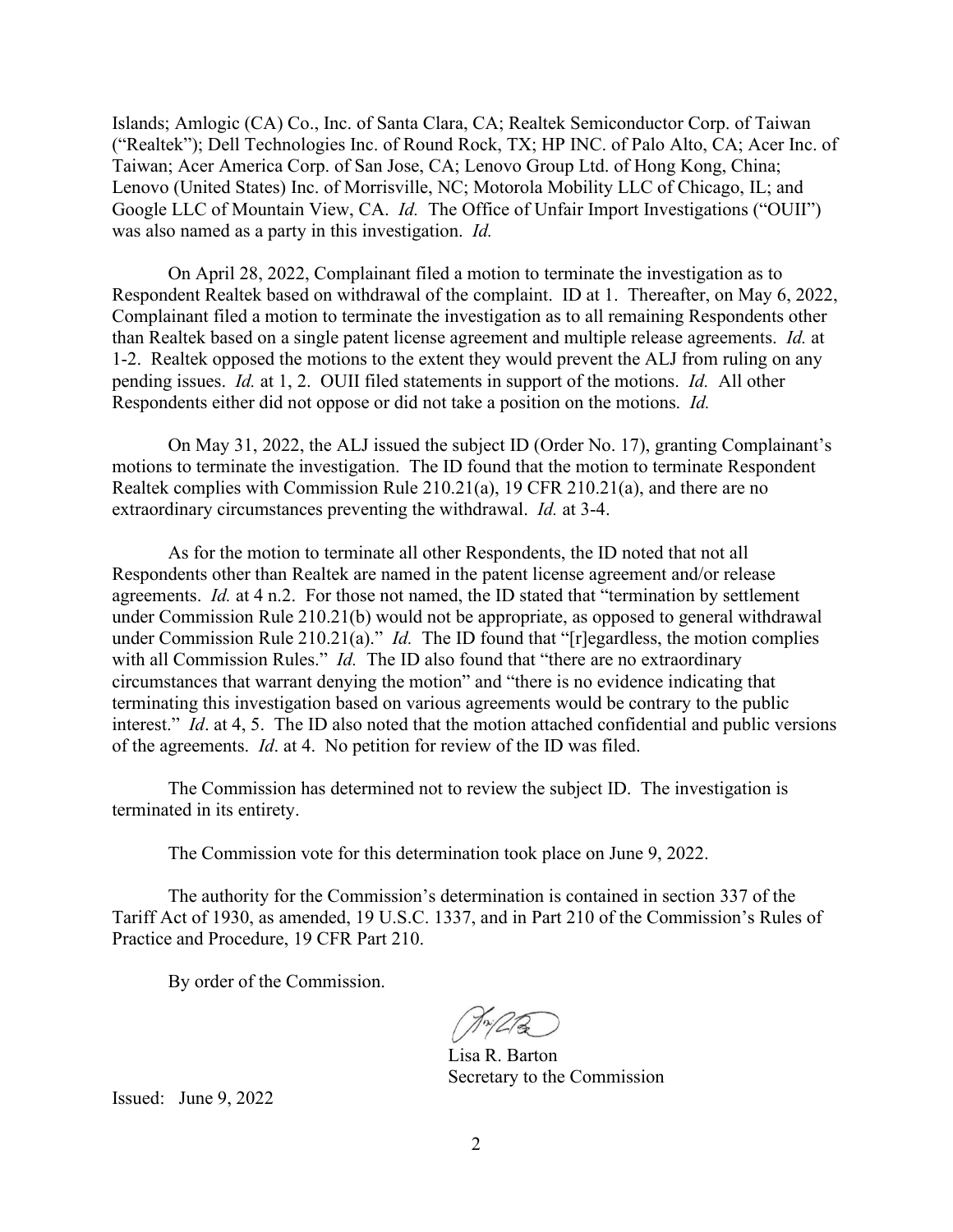Islands; Amlogic (CA) Co., Inc. of Santa Clara, CA; Realtek Semiconductor Corp. of Taiwan ("Realtek"); Dell Technologies Inc. of Round Rock, TX; HP INC. of Palo Alto, CA; Acer Inc. of Taiwan; Acer America Corp. of San Jose, CA; Lenovo Group Ltd. of Hong Kong, China; Lenovo (United States) Inc. of Morrisville, NC; Motorola Mobility LLC of Chicago, IL; and Google LLC of Mountain View, CA. *Id.* The Office of Unfair Import Investigations ("OUII") was also named as a party in this investigation. *Id.*

On April 28, 2022, Complainant filed a motion to terminate the investigation as to Respondent Realtek based on withdrawal of the complaint. ID at 1. Thereafter, on May 6, 2022, Complainant filed a motion to terminate the investigation as to all remaining Respondents other than Realtek based on a single patent license agreement and multiple release agreements. *Id.* at 1-2. Realtek opposed the motions to the extent they would prevent the ALJ from ruling on any pending issues. *Id.* at 1, 2. OUII filed statements in support of the motions. *Id.* All other Respondents either did not oppose or did not take a position on the motions. *Id.*

On May 31, 2022, the ALJ issued the subject ID (Order No. 17), granting Complainant's motions to terminate the investigation. The ID found that the motion to terminate Respondent Realtek complies with Commission Rule 210.21(a), 19 CFR 210.21(a), and there are no extraordinary circumstances preventing the withdrawal. *Id.* at 3-4.

As for the motion to terminate all other Respondents, the ID noted that not all Respondents other than Realtek are named in the patent license agreement and/or release agreements. *Id.* at 4 n.2. For those not named, the ID stated that "termination by settlement under Commission Rule 210.21(b) would not be appropriate, as opposed to general withdrawal under Commission Rule 210.21(a)." *Id.* The ID found that "[r]egardless, the motion complies with all Commission Rules." *Id.* The ID also found that "there are no extraordinary circumstances that warrant denying the motion" and "there is no evidence indicating that terminating this investigation based on various agreements would be contrary to the public interest." *Id*. at 4, 5. The ID also noted that the motion attached confidential and public versions of the agreements. *Id*. at 4. No petition for review of the ID was filed.

The Commission has determined not to review the subject ID. The investigation is terminated in its entirety.

The Commission vote for this determination took place on June 9, 2022.

The authority for the Commission's determination is contained in section 337 of the Tariff Act of 1930, as amended, 19 U.S.C. 1337, and in Part 210 of the Commission's Rules of Practice and Procedure, 19 CFR Part 210.

By order of the Commission.

Lisa R. Barton
Secretary to the Commission

Issued: June 9, 2022